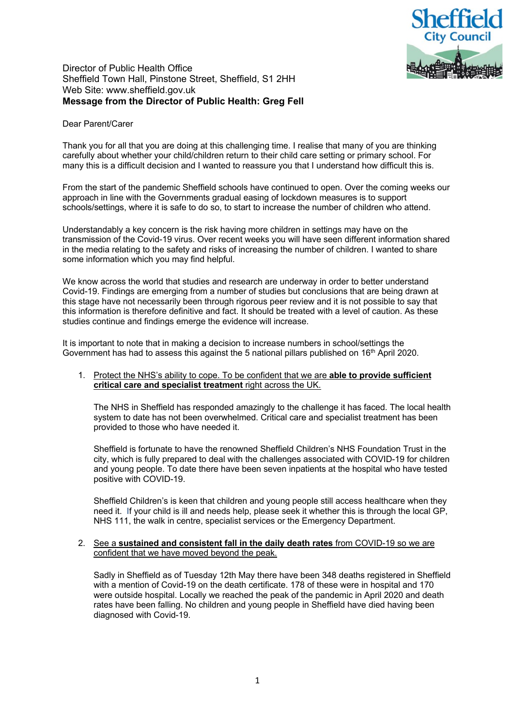Director of Public Health Office
Sheffield Town Hall, Pinstone Street, Sheffield, S1 2HH
Web Site: www.sheffield.gov.uk
**Message from the Director of Public Health: Greg Fell**

Dear Parent/Carer

Thank you for all that you are doing at this challenging time. I realise that many of you are thinking carefully about whether your child/children return to their child care setting or primary school. For many this is a difficult decision and I wanted to reassure you that I understand how difficult this is.

From the start of the pandemic Sheffield schools have continued to open. Over the coming weeks our approach in line with the Governments gradual easing of lockdown measures is to support schools/settings, where it is safe to do so, to start to increase the number of children who attend.

Understandably a key concern is the risk having more children in settings may have on the transmission of the Covid-19 virus. Over recent weeks you will have seen different information shared in the media relating to the safety and risks of increasing the number of children. I wanted to share some information which you may find helpful.

We know across the world that studies and research are underway in order to better understand Covid-19. Findings are emerging from a number of studies but conclusions that are being drawn at this stage have not necessarily been through rigorous peer review and it is not possible to say that this information is therefore definitive and fact. It should be treated with a level of caution. As these studies continue and findings emerge the evidence will increase.

It is important to note that in making a decision to increase numbers in school/settings the Government has had to assess this against the 5 national pillars published on 16th April 2020.

1. Protect the NHS's ability to cope. To be confident that we are **able to provide sufficient critical care and specialist treatment** right across the UK.

   The NHS in Sheffield has responded amazingly to the challenge it has faced. The local health system to date has not been overwhelmed. Critical care and specialist treatment has been provided to those who have needed it.

   Sheffield is fortunate to have the renowned Sheffield Children's NHS Foundation Trust in the city, which is fully prepared to deal with the challenges associated with COVID-19 for children and young people. To date there have been seven inpatients at the hospital who have tested positive with COVID-19.

   Sheffield Children's is keen that children and young people still access healthcare when they need it. If your child is ill and needs help, please seek it whether this is through the local GP, NHS 111, the walk in centre, specialist services or the Emergency Department.

2. See a **sustained and consistent fall in the daily death rates** from COVID-19 so we are confident that we have moved beyond the peak.

   Sadly in Sheffield as of Tuesday 12th May there have been 348 deaths registered in Sheffield with a mention of Covid-19 on the death certificate. 178 of these were in hospital and 170 were outside hospital. Locally we reached the peak of the pandemic in April 2020 and death rates have been falling. No children and young people in Sheffield have died having been diagnosed with Covid-19.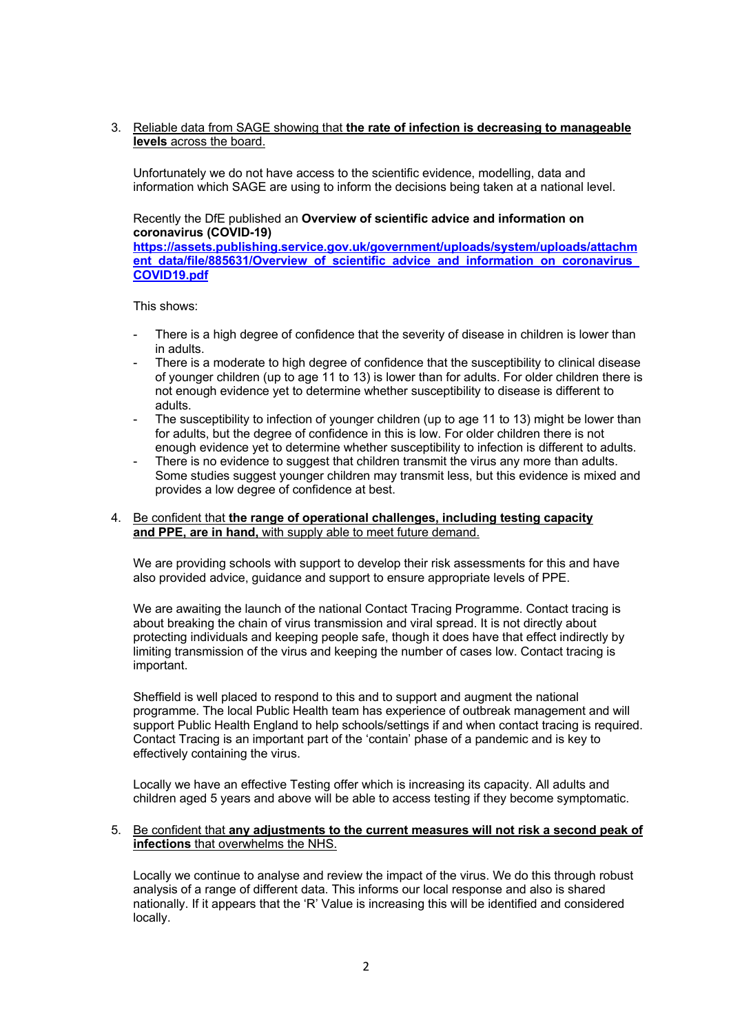3. <u>Reliable data from SAGE showing that **the rate of infection is decreasing to manageable levels** across the board.</u>

   Unfortunately we do not have access to the scientific evidence, modelling, data and information which SAGE are using to inform the decisions being taken at a national level.

   Recently the DfE published an **Overview of scientific advice and information on coronavirus (COVID-19)**
   **https://assets.publishing.service.gov.uk/government/uploads/system/uploads/attachment_data/file/885631/Overview_of_scientific_advice_and_information_on_coronavirus_COVID19.pdf**

   This shows:

   - There is a high degree of confidence that the severity of disease in children is lower than in adults.
   - There is a moderate to high degree of confidence that the susceptibility to clinical disease of younger children (up to age 11 to 13) is lower than for adults. For older children there is not enough evidence yet to determine whether susceptibility to disease is different to adults.
   - The susceptibility to infection of younger children (up to age 11 to 13) might be lower than for adults, but the degree of confidence in this is low. For older children there is not enough evidence yet to determine whether susceptibility to infection is different to adults.
   - There is no evidence to suggest that children transmit the virus any more than adults. Some studies suggest younger children may transmit less, but this evidence is mixed and provides a low degree of confidence at best.

4. <u>Be confident that **the range of operational challenges, including testing capacity and PPE, are in hand,** with supply able to meet future demand.</u>

   We are providing schools with support to develop their risk assessments for this and have also provided advice, guidance and support to ensure appropriate levels of PPE.

   We are awaiting the launch of the national Contact Tracing Programme. Contact tracing is about breaking the chain of virus transmission and viral spread. It is not directly about protecting individuals and keeping people safe, though it does have that effect indirectly by limiting transmission of the virus and keeping the number of cases low. Contact tracing is important.

   Sheffield is well placed to respond to this and to support and augment the national programme. The local Public Health team has experience of outbreak management and will support Public Health England to help schools/settings if and when contact tracing is required. Contact Tracing is an important part of the 'contain' phase of a pandemic and is key to effectively containing the virus.

   Locally we have an effective Testing offer which is increasing its capacity. All adults and children aged 5 years and above will be able to access testing if they become symptomatic.

5. <u>Be confident that **any adjustments to the current measures will not risk a second peak of infections** that overwhelms the NHS.</u>

   Locally we continue to analyse and review the impact of the virus. We do this through robust analysis of a range of different data. This informs our local response and also is shared nationally. If it appears that the 'R' Value is increasing this will be identified and considered locally.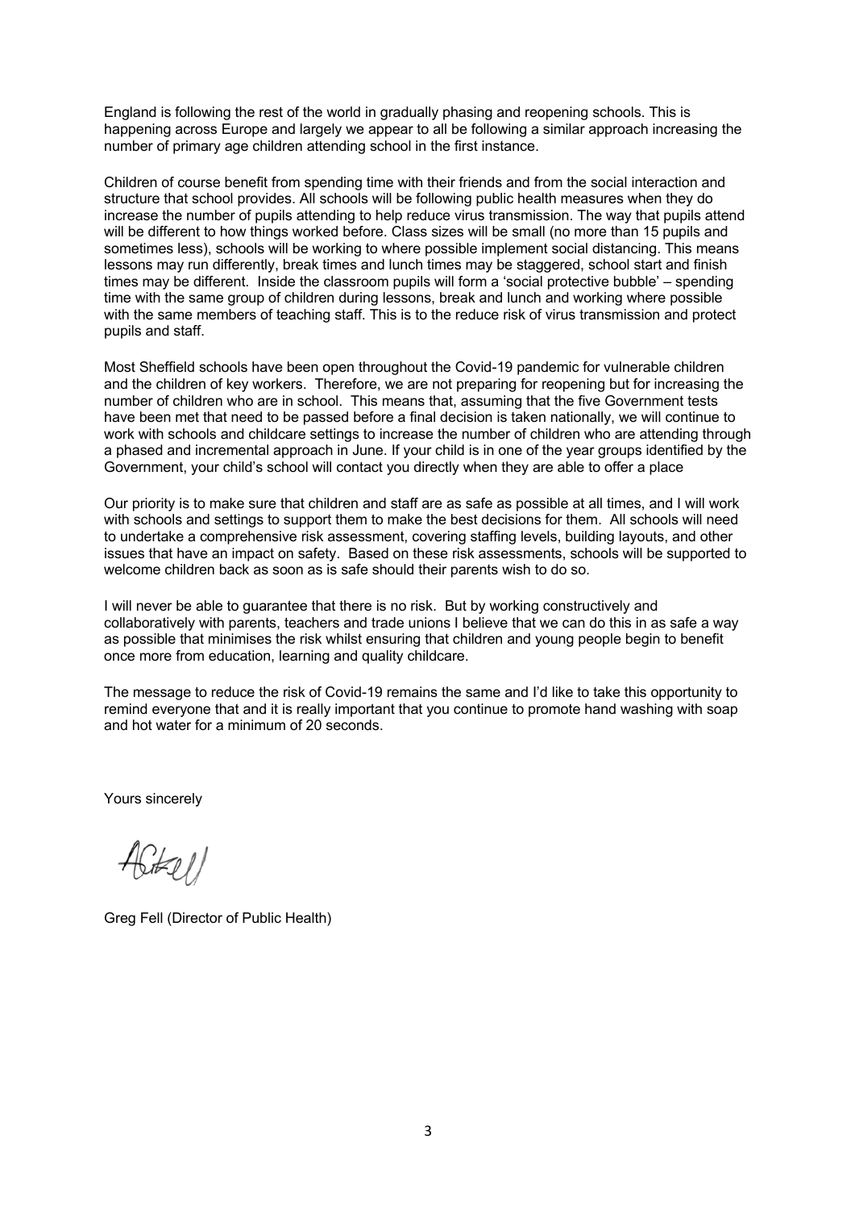England is following the rest of the world in gradually phasing and reopening schools. This is happening across Europe and largely we appear to all be following a similar approach increasing the number of primary age children attending school in the first instance.

Children of course benefit from spending time with their friends and from the social interaction and structure that school provides. All schools will be following public health measures when they do increase the number of pupils attending to help reduce virus transmission. The way that pupils attend will be different to how things worked before. Class sizes will be small (no more than 15 pupils and sometimes less), schools will be working to where possible implement social distancing. This means lessons may run differently, break times and lunch times may be staggered, school start and finish times may be different. Inside the classroom pupils will form a 'social protective bubble' – spending time with the same group of children during lessons, break and lunch and working where possible with the same members of teaching staff. This is to the reduce risk of virus transmission and protect pupils and staff.

Most Sheffield schools have been open throughout the Covid-19 pandemic for vulnerable children and the children of key workers. Therefore, we are not preparing for reopening but for increasing the number of children who are in school. This means that, assuming that the five Government tests have been met that need to be passed before a final decision is taken nationally, we will continue to work with schools and childcare settings to increase the number of children who are attending through a phased and incremental approach in June. If your child is in one of the year groups identified by the Government, your child's school will contact you directly when they are able to offer a place

Our priority is to make sure that children and staff are as safe as possible at all times, and I will work with schools and settings to support them to make the best decisions for them. All schools will need to undertake a comprehensive risk assessment, covering staffing levels, building layouts, and other issues that have an impact on safety. Based on these risk assessments, schools will be supported to welcome children back as soon as is safe should their parents wish to do so.

I will never be able to guarantee that there is no risk. But by working constructively and collaboratively with parents, teachers and trade unions I believe that we can do this in as safe a way as possible that minimises the risk whilst ensuring that children and young people begin to benefit once more from education, learning and quality childcare.

The message to reduce the risk of Covid-19 remains the same and I'd like to take this opportunity to remind everyone that and it is really important that you continue to promote hand washing with soap and hot water for a minimum of 20 seconds.

Yours sincerely

Greg Fell (Director of Public Health)